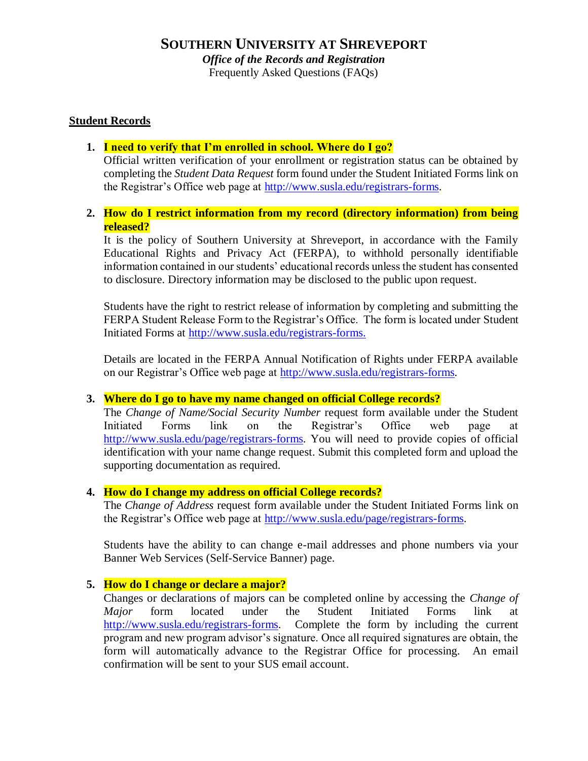# SOUTHERN UNIVERSITY AT SHREVEPORT

***Office of the Records and Registration***

Frequently Asked Questions (FAQs)

## Student Records

1. **I need to verify that I'm enrolled in school. Where do I go?**
   Official written verification of your enrollment or registration status can be obtained by completing the *Student Data Request* form found under the Student Initiated Forms link on the Registrar's Office web page at http://www.susla.edu/registrars-forms.

2. **How do I restrict information from my record (directory information) from being released?**
   It is the policy of Southern University at Shreveport, in accordance with the Family Educational Rights and Privacy Act (FERPA), to withhold personally identifiable information contained in our students' educational records unless the student has consented to disclosure. Directory information may be disclosed to the public upon request.

   Students have the right to restrict release of information by completing and submitting the FERPA Student Release Form to the Registrar's Office. The form is located under Student Initiated Forms at http://www.susla.edu/registrars-forms.

   Details are located in the FERPA Annual Notification of Rights under FERPA available on our Registrar's Office web page at http://www.susla.edu/registrars-forms.

3. **Where do I go to have my name changed on official College records?**
   The *Change of Name/Social Security Number* request form available under the Student Initiated Forms link on the Registrar's Office web page at http://www.susla.edu/page/registrars-forms. You will need to provide copies of official identification with your name change request. Submit this completed form and upload the supporting documentation as required.

4. **How do I change my address on official College records?**
   The *Change of Address* request form available under the Student Initiated Forms link on the Registrar's Office web page at http://www.susla.edu/page/registrars-forms.

   Students have the ability to can change e-mail addresses and phone numbers via your Banner Web Services (Self-Service Banner) page.

5. **How do I change or declare a major?**
   Changes or declarations of majors can be completed online by accessing the *Change of Major* form located under the Student Initiated Forms link at http://www.susla.edu/registrars-forms. Complete the form by including the current program and new program advisor's signature. Once all required signatures are obtain, the form will automatically advance to the Registrar Office for processing. An email confirmation will be sent to your SUS email account.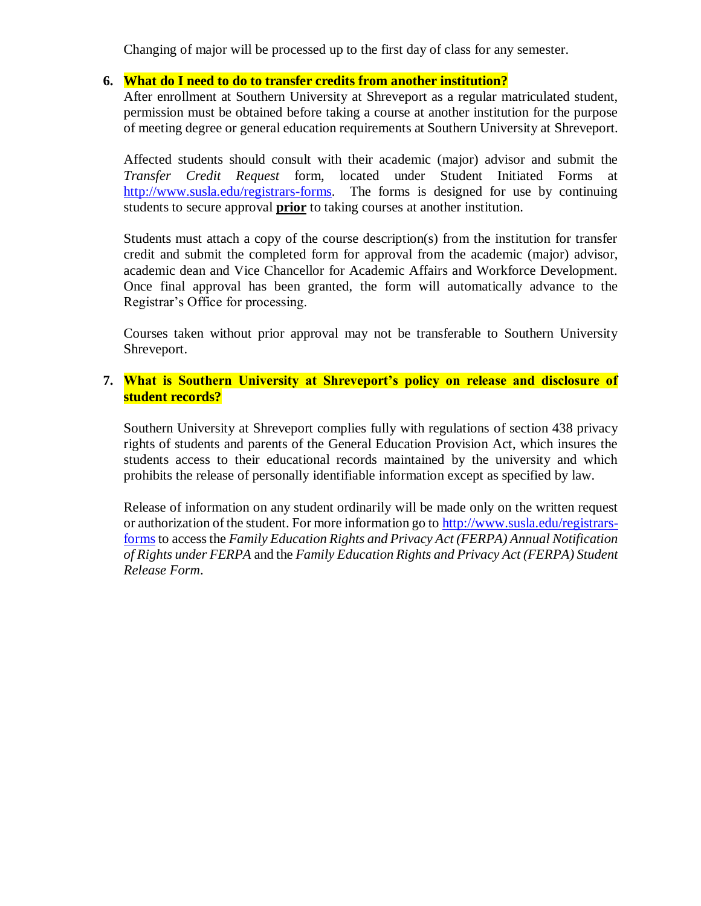Changing of major will be processed up to the first day of class for any semester.

6. **What do I need to do to transfer credits from another institution?**

   After enrollment at Southern University at Shreveport as a regular matriculated student, permission must be obtained before taking a course at another institution for the purpose of meeting degree or general education requirements at Southern University at Shreveport.

   Affected students should consult with their academic (major) advisor and submit the *Transfer Credit Request* form, located under Student Initiated Forms at [http://www.susla.edu/registrars-forms](http://www.susla.edu/registrars-forms). The forms is designed for use by continuing students to secure approval **prior** to taking courses at another institution.

   Students must attach a copy of the course description(s) from the institution for transfer credit and submit the completed form for approval from the academic (major) advisor, academic dean and Vice Chancellor for Academic Affairs and Workforce Development. Once final approval has been granted, the form will automatically advance to the Registrar's Office for processing.

   Courses taken without prior approval may not be transferable to Southern University Shreveport.

7. **What is Southern University at Shreveport's policy on release and disclosure of student records?**

   Southern University at Shreveport complies fully with regulations of section 438 privacy rights of students and parents of the General Education Provision Act, which insures the students access to their educational records maintained by the university and which prohibits the release of personally identifiable information except as specified by law.

   Release of information on any student ordinarily will be made only on the written request or authorization of the student. For more information go to [http://www.susla.edu/registrars-forms](http://www.susla.edu/registrars-forms) to access the *Family Education Rights and Privacy Act (FERPA) Annual Notification of Rights under FERPA* and the *Family Education Rights and Privacy Act (FERPA) Student Release Form*.